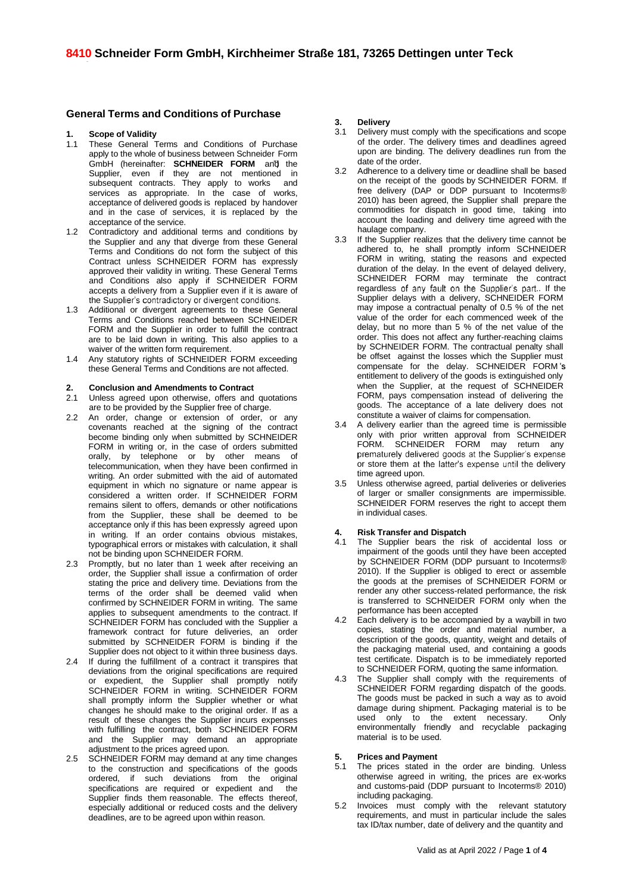# 8410 Schneider Form GmbH, Kirchheimer Straße 181, 73265 Dettingen unter Teck

## General Terms and Conditions of Purchase

### 1. Scope of Validity

1.1 These General Terms and Conditions of Purchase apply to the whole of business between Schneider Form GmbH (hereinafter: **SCHNEIDER FORM** and the Supplier, even if they are not mentioned in subsequent contracts. They apply to works and services as appropriate. In the case of works, acceptance of delivered goods is replaced by handover and in the case of services, it is replaced by the acceptance of the service.

1.2 Contradictory and additional terms and conditions by the Supplier and any that diverge from these General Terms and Conditions do not form the subject of this Contract unless SCHNEIDER FORM has expressly approved their validity in writing. These General Terms and Conditions also apply if SCHNEIDER FORM accepts a delivery from a Supplier even if it is aware of the Supplier's contradictory or divergent conditions.

1.3 Additional or divergent agreements to these General Terms and Conditions reached between SCHNEIDER FORM and the Supplier in order to fulfill the contract are to be laid down in writing. This also applies to a waiver of the written form requirement.

1.4 Any statutory rights of SCHNEIDER FORM exceeding these General Terms and Conditions are not affected.

### 2. Conclusion and Amendments to Contract

2.1 Unless agreed upon otherwise, offers and quotations are to be provided by the Supplier free of charge.

2.2 An order, change or extension of order, or any covenants reached at the signing of the contract become binding only when submitted by SCHNEIDER FORM in writing or, in the case of orders submitted orally, by telephone or by other means of telecommunication, when they have been confirmed in writing. An order submitted with the aid of automated equipment in which no signature or name appear is considered a written order. If SCHNEIDER FORM remains silent to offers, demands or other notifications from the Supplier, these shall be deemed to be acceptance only if this has been expressly agreed upon in writing. If an order contains obvious mistakes, typographical errors or mistakes with calculation, it shall not be binding upon SCHNEIDER FORM.

2.3 Promptly, but no later than 1 week after receiving an order, the Supplier shall issue a confirmation of order stating the price and delivery time. Deviations from the terms of the order shall be deemed valid when confirmed by SCHNEIDER FORM in writing. The same applies to subsequent amendments to the contract. If SCHNEIDER FORM has concluded with the Supplier a framework contract for future deliveries, an order submitted by SCHNEIDER FORM is binding if the Supplier does not object to it within three business days.

2.4 If during the fulfillment of a contract it transpires that deviations from the original specifications are required or expedient, the Supplier shall promptly notify SCHNEIDER FORM in writing. SCHNEIDER FORM shall promptly inform the Supplier whether or what changes he should make to the original order. If as a result of these changes the Supplier incurs expenses with fulfilling the contract, both SCHNEIDER FORM and the Supplier may demand an appropriate adjustment to the prices agreed upon.

2.5 SCHNEIDER FORM may demand at any time changes to the construction and specifications of the goods ordered, if such deviations from the original specifications are required or expedient and the Supplier finds them reasonable. The effects thereof, especially additional or reduced costs and the delivery deadlines, are to be agreed upon within reason.

### 3. Delivery

3.1 Delivery must comply with the specifications and scope of the order. The delivery times and deadlines agreed upon are binding. The delivery deadlines run from the date of the order.

3.2 Adherence to a delivery time or deadline shall be based on the receipt of the goods by SCHNEIDER FORM. If free delivery (DAP or DDP pursuant to Incoterms® 2010) has been agreed, the Supplier shall prepare the commodities for dispatch in good time, taking into account the loading and delivery time agreed with the haulage company.

3.3 If the Supplier realizes that the delivery time cannot be adhered to, he shall promptly inform SCHNEIDER FORM in writing, stating the reasons and expected duration of the delay. In the event of delayed delivery, SCHNEIDER FORM may terminate the contract regardless of any fault on the Supplier's part.. If the Supplier delays with a delivery, SCHNEIDER FORM may impose a contractual penalty of 0.5 % of the net value of the order for each commenced week of the delay, but no more than 5 % of the net value of the order. This does not affect any further-reaching claims by SCHNEIDER FORM. The contractual penalty shall be offset against the losses which the Supplier must compensate for the delay. SCHNEIDER FORM's entitlement to delivery of the goods is extinguished only when the Supplier, at the request of SCHNEIDER FORM, pays compensation instead of delivering the goods. The acceptance of a late delivery does not constitute a waiver of claims for compensation.

3.4 A delivery earlier than the agreed time is permissible only with prior written approval from SCHNEIDER FORM. SCHNEIDER FORM may return any prematurely delivered goods at the Supplier's expense or store them at the latter's expense until the delivery time agreed upon.

3.5 Unless otherwise agreed, partial deliveries or deliveries of larger or smaller consignments are impermissible. SCHNEIDER FORM reserves the right to accept them in individual cases.

### 4. Risk Transfer and Dispatch

4.1 The Supplier bears the risk of accidental loss or impairment of the goods until they have been accepted by SCHNEIDER FORM (DDP pursuant to Incoterms® 2010). If the Supplier is obliged to erect or assemble the goods at the premises of SCHNEIDER FORM or render any other success-related performance, the risk is transferred to SCHNEIDER FORM only when the performance has been accepted

4.2 Each delivery is to be accompanied by a waybill in two copies, stating the order and material number, a description of the goods, quantity, weight and details of the packaging material used, and containing a goods test certificate. Dispatch is to be immediately reported to SCHNEIDER FORM, quoting the same information.

4.3 The Supplier shall comply with the requirements of SCHNEIDER FORM regarding dispatch of the goods. The goods must be packed in such a way as to avoid damage during shipment. Packaging material is to be used only to the extent necessary. Only environmentally friendly and recyclable packaging material is to be used.

### 5. Prices and Payment

5.1 The prices stated in the order are binding. Unless otherwise agreed in writing, the prices are ex-works and customs-paid (DDP pursuant to Incoterms® 2010) including packaging.

5.2 Invoices must comply with the relevant statutory requirements, and must in particular include the sales tax ID/tax number, date of delivery and the quantity and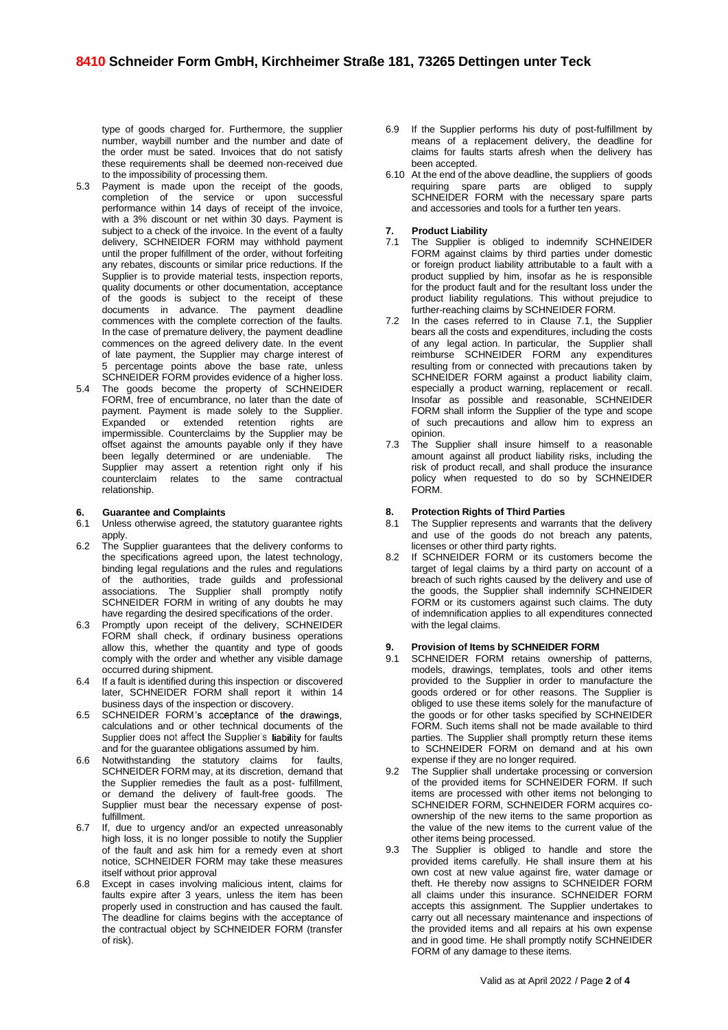type of goods charged for. Furthermore, the supplier number, waybill number and the number and date of the order must be sated. Invoices that do not satisfy these requirements shall be deemed non-received due to the impossibility of processing them.

5.3 Payment is made upon the receipt of the goods, completion of the service or upon successful performance within 14 days of receipt of the invoice, with a 3% discount or net within 30 days. Payment is subject to a check of the invoice. In the event of a faulty delivery, SCHNEIDER FORM may withhold payment until the proper fulfillment of the order, without forfeiting any rebates, discounts or similar price reductions. If the Supplier is to provide material tests, inspection reports, quality documents or other documentation, acceptance of the goods is subject to the receipt of these documents in advance. The payment deadline commences with the complete correction of the faults. In the case of premature delivery, the payment deadline commences on the agreed delivery date. In the event of late payment, the Supplier may charge interest of 5 percentage points above the base rate, unless SCHNEIDER FORM provides evidence of a higher loss.

5.4 The goods become the property of SCHNEIDER FORM, free of encumbrance, no later than the date of payment. Payment is made solely to the Supplier. Expanded or extended retention rights are impermissible. Counterclaims by the Supplier may be offset against the amounts payable only if they have been legally determined or are undeniable. The Supplier may assert a retention right only if his counterclaim relates to the same contractual relationship.

## 6. Guarantee and Complaints

6.1 Unless otherwise agreed, the statutory guarantee rights apply.

6.2 The Supplier guarantees that the delivery conforms to the specifications agreed upon, the latest technology, binding legal regulations and the rules and regulations of the authorities, trade guilds and professional associations. The Supplier shall promptly notify SCHNEIDER FORM in writing of any doubts he may have regarding the desired specifications of the order.

6.3 Promptly upon receipt of the delivery, SCHNEIDER FORM shall check, if ordinary business operations allow this, whether the quantity and type of goods comply with the order and whether any visible damage occurred during shipment.

6.4 If a fault is identified during this inspection or discovered later, SCHNEIDER FORM shall report it within 14 business days of the inspection or discovery.

6.5 SCHNEIDER FORM's acceptance of the drawings, calculations and or other technical documents of the Supplier does not affect the Supplier's liability for faults and for the guarantee obligations assumed by him.

6.6 Notwithstanding the statutory claims for faults, SCHNEIDER FORM may, at its discretion, demand that the Supplier remedies the fault as a post- fulfillment, or demand the delivery of fault-free goods. The Supplier must bear the necessary expense of post-fulfillment.

6.7 If, due to urgency and/or an expected unreasonably high loss, it is no longer possible to notify the Supplier of the fault and ask him for a remedy even at short notice, SCHNEIDER FORM may take these measures itself without prior approval

6.8 Except in cases involving malicious intent, claims for faults expire after 3 years, unless the item has been properly used in construction and has caused the fault. The deadline for claims begins with the acceptance of the contractual object by SCHNEIDER FORM (transfer of risk).

6.9 If the Supplier performs his duty of post-fulfillment by means of a replacement delivery, the deadline for claims for faults starts afresh when the delivery has been accepted.

6.10 At the end of the above deadline, the suppliers of goods requiring spare parts are obliged to supply SCHNEIDER FORM with the necessary spare parts and accessories and tools for a further ten years.

## 7. Product Liability

7.1 The Supplier is obliged to indemnify SCHNEIDER FORM against claims by third parties under domestic or foreign product liability attributable to a fault with a product supplied by him, insofar as he is responsible for the product fault and for the resultant loss under the product liability regulations. This without prejudice to further-reaching claims by SCHNEIDER FORM.

7.2 In the cases referred to in Clause 7.1, the Supplier bears all the costs and expenditures, including the costs of any legal action. In particular, the Supplier shall reimburse SCHNEIDER FORM any expenditures resulting from or connected with precautions taken by SCHNEIDER FORM against a product liability claim, especially a product warning, replacement or recall. Insofar as possible and reasonable, SCHNEIDER FORM shall inform the Supplier of the type and scope of such precautions and allow him to express an opinion.

7.3 The Supplier shall insure himself to a reasonable amount against all product liability risks, including the risk of product recall, and shall produce the insurance policy when requested to do so by SCHNEIDER FORM.

## 8. Protection Rights of Third Parties

8.1 The Supplier represents and warrants that the delivery and use of the goods do not breach any patents, licenses or other third party rights.

8.2 If SCHNEIDER FORM or its customers become the target of legal claims by a third party on account of a breach of such rights caused by the delivery and use of the goods, the Supplier shall indemnify SCHNEIDER FORM or its customers against such claims. The duty of indemnification applies to all expenditures connected with the legal claims.

## 9. Provision of Items by SCHNEIDER FORM

9.1 SCHNEIDER FORM retains ownership of patterns, models, drawings, templates, tools and other items provided to the Supplier in order to manufacture the goods ordered or for other reasons. The Supplier is obliged to use these items solely for the manufacture of the goods or for other tasks specified by SCHNEIDER FORM. Such items shall not be made available to third parties. The Supplier shall promptly return these items to SCHNEIDER FORM on demand and at his own expense if they are no longer required.

9.2 The Supplier shall undertake processing or conversion of the provided items for SCHNEIDER FORM. If such items are processed with other items not belonging to SCHNEIDER FORM, SCHNEIDER FORM acquires co-ownership of the new items to the same proportion as the value of the new items to the current value of the other items being processed.

9.3 The Supplier is obliged to handle and store the provided items carefully. He shall insure them at his own cost at new value against fire, water damage or theft. He thereby now assigns to SCHNEIDER FORM all claims under this insurance. SCHNEIDER FORM accepts this assignment. The Supplier undertakes to carry out all necessary maintenance and inspections of the provided items and all repairs at his own expense and in good time. He shall promptly notify SCHNEIDER FORM of any damage to these items.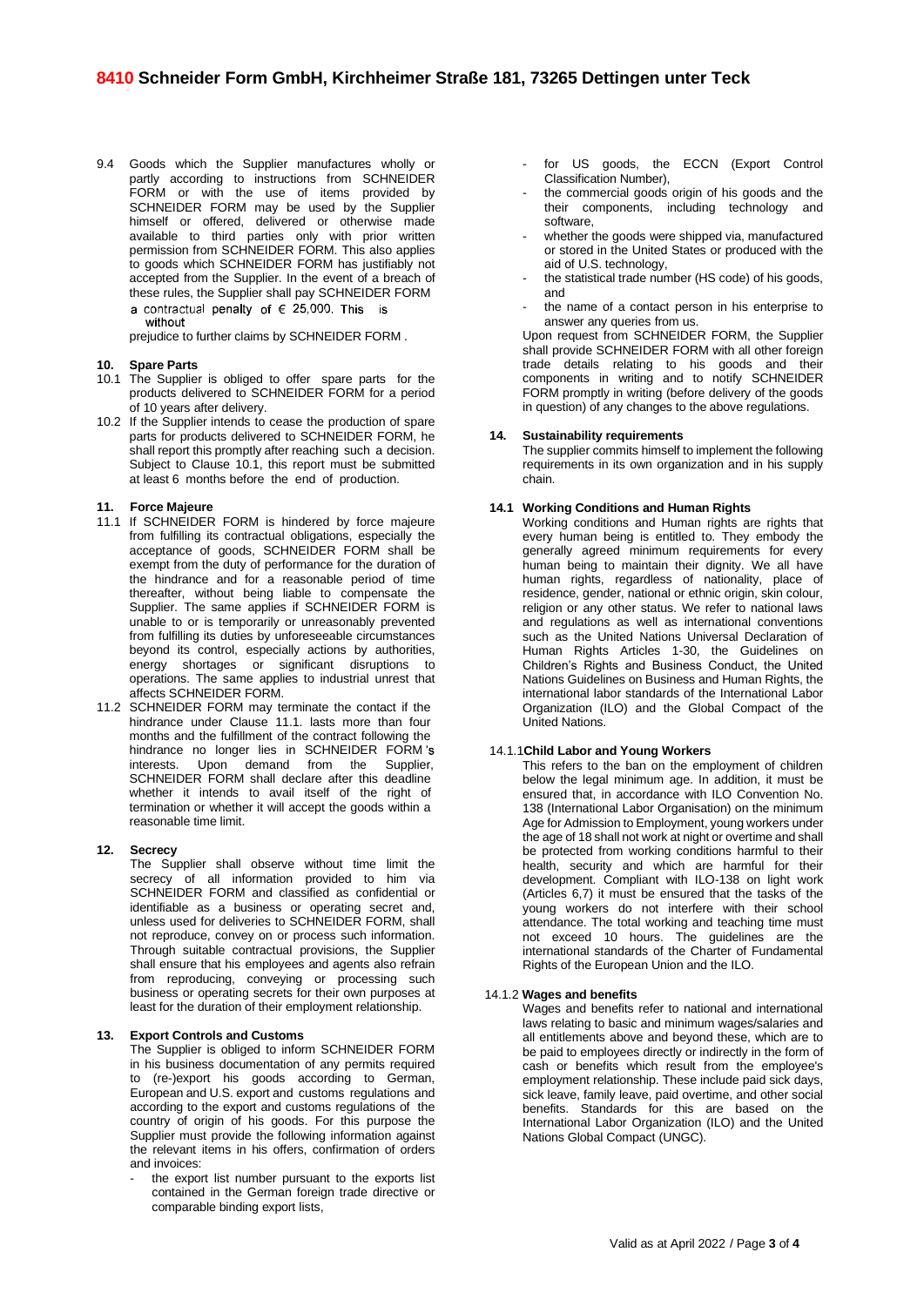9.4 Goods which the Supplier manufactures wholly or partly according to instructions from SCHNEIDER FORM or with the use of items provided by SCHNEIDER FORM may be used by the Supplier himself or offered, delivered or otherwise made available to third parties only with prior written permission from SCHNEIDER FORM. This also applies to goods which SCHNEIDER FORM has justifiably not accepted from the Supplier. In the event of a breach of these rules, the Supplier shall pay SCHNEIDER FORM a contractual penalty of € 25,000. This is without prejudice to further claims by SCHNEIDER FORM .

## 10. Spare Parts

10.1 The Supplier is obliged to offer spare parts for the products delivered to SCHNEIDER FORM for a period of 10 years after delivery.

10.2 If the Supplier intends to cease the production of spare parts for products delivered to SCHNEIDER FORM, he shall report this promptly after reaching such a decision. Subject to Clause 10.1, this report must be submitted at least 6 months before the end of production.

## 11. Force Majeure

11.1 If SCHNEIDER FORM is hindered by force majeure from fulfilling its contractual obligations, especially the acceptance of goods, SCHNEIDER FORM shall be exempt from the duty of performance for the duration of the hindrance and for a reasonable period of time thereafter, without being liable to compensate the Supplier. The same applies if SCHNEIDER FORM is unable to or is temporarily or unreasonably prevented from fulfilling its duties by unforeseeable circumstances beyond its control, especially actions by authorities, energy shortages or significant disruptions to operations. The same applies to industrial unrest that affects SCHNEIDER FORM.

11.2 SCHNEIDER FORM may terminate the contact if the hindrance under Clause 11.1. lasts more than four months and the fulfillment of the contract following the hindrance no longer lies in SCHNEIDER FORM's interests. Upon demand from the Supplier, SCHNEIDER FORM shall declare after this deadline whether it intends to avail itself of the right of termination or whether it will accept the goods within a reasonable time limit.

## 12. Secrecy

The Supplier shall observe without time limit the secrecy of all information provided to him via SCHNEIDER FORM and classified as confidential or identifiable as a business or operating secret and, unless used for deliveries to SCHNEIDER FORM, shall not reproduce, convey on or process such information. Through suitable contractual provisions, the Supplier shall ensure that his employees and agents also refrain from reproducing, conveying or processing such business or operating secrets for their own purposes at least for the duration of their employment relationship.

## 13. Export Controls and Customs

The Supplier is obliged to inform SCHNEIDER FORM in his business documentation of any permits required to (re-)export his goods according to German, European and U.S. export and customs regulations and according to the export and customs regulations of the country of origin of his goods. For this purpose the Supplier must provide the following information against the relevant items in his offers, confirmation of orders and invoices:

- the export list number pursuant to the exports list contained in the German foreign trade directive or comparable binding export lists,
- for US goods, the ECCN (Export Control Classification Number),
- the commercial goods origin of his goods and the their components, including technology and software,
- whether the goods were shipped via, manufactured or stored in the United States or produced with the aid of U.S. technology,
- the statistical trade number (HS code) of his goods, and
- the name of a contact person in his enterprise to answer any queries from us.

Upon request from SCHNEIDER FORM, the Supplier shall provide SCHNEIDER FORM with all other foreign trade details relating to his goods and their components in writing and to notify SCHNEIDER FORM promptly in writing (before delivery of the goods in question) of any changes to the above regulations.

## 14. Sustainability requirements

The supplier commits himself to implement the following requirements in its own organization and in his supply chain.

### 14.1 Working Conditions and Human Rights

Working conditions and Human rights are rights that every human being is entitled to. They embody the generally agreed minimum requirements for every human being to maintain their dignity. We all have human rights, regardless of nationality, place of residence, gender, national or ethnic origin, skin colour, religion or any other status. We refer to national laws and regulations as well as international conventions such as the United Nations Universal Declaration of Human Rights Articles 1-30, the Guidelines on Children's Rights and Business Conduct, the United Nations Guidelines on Business and Human Rights, the international labor standards of the International Labor Organization (ILO) and the Global Compact of the United Nations.

#### 14.1.1 Child Labor and Young Workers

This refers to the ban on the employment of children below the legal minimum age. In addition, it must be ensured that, in accordance with ILO Convention No. 138 (International Labor Organisation) on the minimum Age for Admission to Employment, young workers under the age of 18 shall not work at night or overtime and shall be protected from working conditions harmful to their health, security and which are harmful for their development. Compliant with ILO-138 on light work (Articles 6,7) it must be ensured that the tasks of the young workers do not interfere with their school attendance. The total working and teaching time must not exceed 10 hours. The guidelines are the international standards of the Charter of Fundamental Rights of the European Union and the ILO.

#### 14.1.2 Wages and benefits

Wages and benefits refer to national and international laws relating to basic and minimum wages/salaries and all entitlements above and beyond these, which are to be paid to employees directly or indirectly in the form of cash or benefits which result from the employee's employment relationship. These include paid sick days, sick leave, family leave, paid overtime, and other social benefits. Standards for this are based on the International Labor Organization (ILO) and the United Nations Global Compact (UNGC).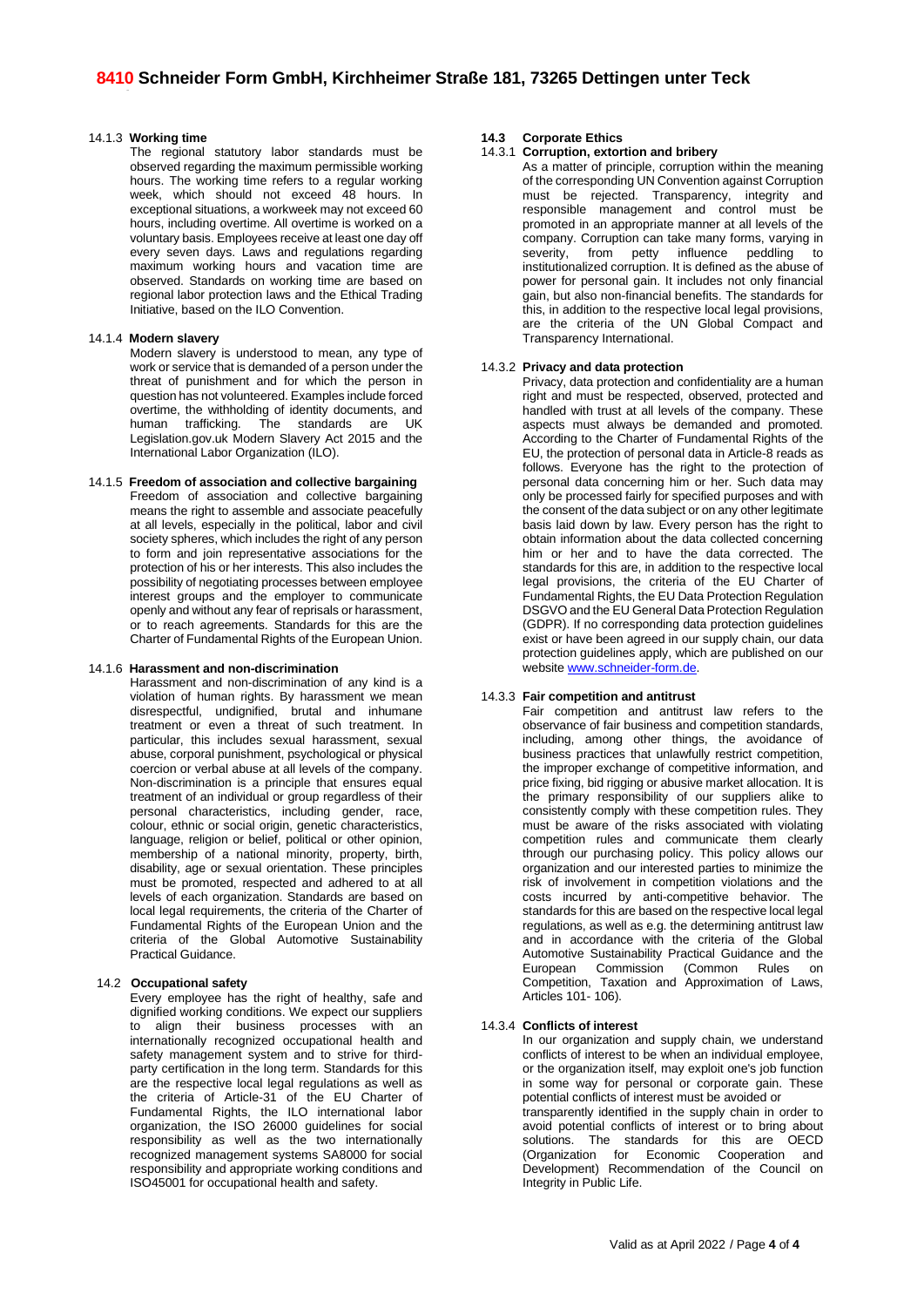#### 14.1.3 Working time

The regional statutory labor standards must be observed regarding the maximum permissible working hours. The working time refers to a regular working week, which should not exceed 48 hours. In exceptional situations, a workweek may not exceed 60 hours, including overtime. All overtime is worked on a voluntary basis. Employees receive at least one day off every seven days. Laws and regulations regarding maximum working hours and vacation time are observed. Standards on working time are based on regional labor protection laws and the Ethical Trading Initiative, based on the ILO Convention.

#### 14.1.4 Modern slavery

Modern slavery is understood to mean, any type of work or service that is demanded of a person under the threat of punishment and for which the person in question has not volunteered. Examples include forced overtime, the withholding of identity documents, and human trafficking. The standards are UK Legislation.gov.uk Modern Slavery Act 2015 and the International Labor Organization (ILO).

#### 14.1.5 Freedom of association and collective bargaining

Freedom of association and collective bargaining means the right to assemble and associate peacefully at all levels, especially in the political, labor and civil society spheres, which includes the right of any person to form and join representative associations for the protection of his or her interests. This also includes the possibility of negotiating processes between employee interest groups and the employer to communicate openly and without any fear of reprisals or harassment, or to reach agreements. Standards for this are the Charter of Fundamental Rights of the European Union.

#### 14.1.6 Harassment and non-discrimination

Harassment and non-discrimination of any kind is a violation of human rights. By harassment we mean disrespectful, undignified, brutal and inhumane treatment or even a threat of such treatment. In particular, this includes sexual harassment, sexual abuse, corporal punishment, psychological or physical coercion or verbal abuse at all levels of the company. Non-discrimination is a principle that ensures equal treatment of an individual or group regardless of their personal characteristics, including gender, race, colour, ethnic or social origin, genetic characteristics, language, religion or belief, political or other opinion, membership of a national minority, property, birth, disability, age or sexual orientation. These principles must be promoted, respected and adhered to at all levels of each organization. Standards are based on local legal requirements, the criteria of the Charter of Fundamental Rights of the European Union and the criteria of the Global Automotive Sustainability Practical Guidance.

### 14.2 Occupational safety

Every employee has the right of healthy, safe and dignified working conditions. We expect our suppliers to align their business processes with an internationally recognized occupational health and safety management system and to strive for third-party certification in the long term. Standards for this are the respective local legal regulations as well as the criteria of Article-31 of the EU Charter of Fundamental Rights, the ILO international labor organization, the ISO 26000 guidelines for social responsibility as well as the two internationally recognized management systems SA8000 for social responsibility and appropriate working conditions and ISO45001 for occupational health and safety.

### 14.3 Corporate Ethics

#### 14.3.1 Corruption, extortion and bribery

As a matter of principle, corruption within the meaning of the corresponding UN Convention against Corruption must be rejected. Transparency, integrity and responsible management and control must be promoted in an appropriate manner at all levels of the company. Corruption can take many forms, varying in severity, from petty influence peddling to institutionalized corruption. It is defined as the abuse of power for personal gain. It includes not only financial gain, but also non-financial benefits. The standards for this, in addition to the respective local legal provisions, are the criteria of the UN Global Compact and Transparency International.

#### 14.3.2 Privacy and data protection

Privacy, data protection and confidentiality are a human right and must be respected, observed, protected and handled with trust at all levels of the company. These aspects must always be demanded and promoted. According to the Charter of Fundamental Rights of the EU, the protection of personal data in Article-8 reads as follows. Everyone has the right to the protection of personal data concerning him or her. Such data may only be processed fairly for specified purposes and with the consent of the data subject or on any other legitimate basis laid down by law. Every person has the right to obtain information about the data collected concerning him or her and to have the data corrected. The standards for this are, in addition to the respective local legal provisions, the criteria of the EU Charter of Fundamental Rights, the EU Data Protection Regulation DSGVO and the EU General Data Protection Regulation (GDPR). If no corresponding data protection guidelines exist or have been agreed in our supply chain, our data protection guidelines apply, which are published on our website www.schneider-form.de.

#### 14.3.3 Fair competition and antitrust

Fair competition and antitrust law refers to the observance of fair business and competition standards, including, among other things, the avoidance of business practices that unlawfully restrict competition, the improper exchange of competitive information, and price fixing, bid rigging or abusive market allocation. It is the primary responsibility of our suppliers alike to consistently comply with these competition rules. They must be aware of the risks associated with violating competition rules and communicate them clearly through our purchasing policy. This policy allows our organization and our interested parties to minimize the risk of involvement in competition violations and the costs incurred by anti-competitive behavior. The standards for this are based on the respective local legal regulations, as well as e.g. the determining antitrust law and in accordance with the criteria of the Global Automotive Sustainability Practical Guidance and the European Commission (Common Rules on Competition, Taxation and Approximation of Laws, Articles 101- 106).

#### 14.3.4 Conflicts of interest

In our organization and supply chain, we understand conflicts of interest to be when an individual employee, or the organization itself, may exploit one's job function in some way for personal or corporate gain. These potential conflicts of interest must be avoided or transparently identified in the supply chain in order to avoid potential conflicts of interest or to bring about solutions. The standards for this are OECD (Organization for Economic Cooperation and Development) Recommendation of the Council on Integrity in Public Life.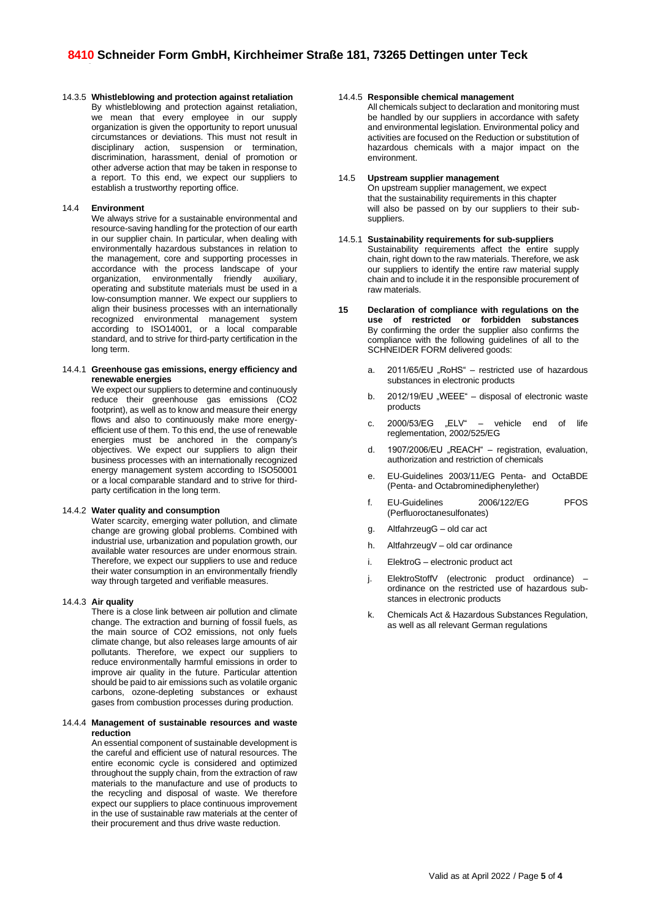#### 14.3.5 Whistleblowing and protection against retaliation

By whistleblowing and protection against retaliation, we mean that every employee in our supply organization is given the opportunity to report unusual circumstances or deviations. This must not result in disciplinary action, suspension or termination, discrimination, harassment, denial of promotion or other adverse action that may be taken in response to a report. To this end, we expect our suppliers to establish a trustworthy reporting office.

### 14.4 Environment

We always strive for a sustainable environmental and resource-saving handling for the protection of our earth in our supplier chain. In particular, when dealing with environmentally hazardous substances in relation to the management, core and supporting processes in accordance with the process landscape of your organization, environmentally friendly auxiliary, operating and substitute materials must be used in a low-consumption manner. We expect our suppliers to align their business processes with an internationally recognized environmental management system according to ISO14001, or a local comparable standard, and to strive for third-party certification in the long term.

#### 14.4.1 Greenhouse gas emissions, energy efficiency and renewable energies

We expect our suppliers to determine and continuously reduce their greenhouse gas emissions ($CO_2$ footprint), as well as to know and measure their energy flows and also to continuously make more energy-efficient use of them. To this end, the use of renewable energies must be anchored in the company's objectives. We expect our suppliers to align their business processes with an internationally recognized energy management system according to ISO50001 or a local comparable standard and to strive for third-party certification in the long term.

#### 14.4.2 Water quality and consumption

Water scarcity, emerging water pollution, and climate change are growing global problems. Combined with industrial use, urbanization and population growth, our available water resources are under enormous strain. Therefore, we expect our suppliers to use and reduce their water consumption in an environmentally friendly way through targeted and verifiable measures.

#### 14.4.3 Air quality

There is a close link between air pollution and climate change. The extraction and burning of fossil fuels, as the main source of $CO_2$ emissions, not only fuels climate change, but also releases large amounts of air pollutants. Therefore, we expect our suppliers to reduce environmentally harmful emissions in order to improve air quality in the future. Particular attention should be paid to air emissions such as volatile organic carbons, ozone-depleting substances or exhaust gases from combustion processes during production.

#### 14.4.4 Management of sustainable resources and waste reduction

An essential component of sustainable development is the careful and efficient use of natural resources. The entire economic cycle is considered and optimized throughout the supply chain, from the extraction of raw materials to the manufacture and use of products to the recycling and disposal of waste. We therefore expect our suppliers to place continuous improvement in the use of sustainable raw materials at the center of their procurement and thus drive waste reduction.

#### 14.4.5 Responsible chemical management

All chemicals subject to declaration and monitoring must be handled by our suppliers in accordance with safety and environmental legislation. Environmental policy and activities are focused on the Reduction or substitution of hazardous chemicals with a major impact on the environment.

### 14.5 Upstream supplier management

On upstream supplier management, we expect that the sustainability requirements in this chapter will also be passed on by our suppliers to their sub-suppliers.

#### 14.5.1 Sustainability requirements for sub-suppliers

Sustainability requirements affect the entire supply chain, right down to the raw materials. Therefore, we ask our suppliers to identify the entire raw material supply chain and to include it in the responsible procurement of raw materials.

## 15 Declaration of compliance with regulations on the use of restricted or forbidden substances

By confirming the order the supplier also confirms the compliance with the following guidelines of all to the SCHNEIDER FORM delivered goods:

a. 2011/65/EU „RoHS" – restricted use of hazardous substances in electronic products

b. 2012/19/EU „WEEE" – disposal of electronic waste products

c. 2000/53/EG „ELV" – vehicle end of life reglementation, 2002/525/EG

d. 1907/2006/EU „REACH" – registration, evaluation, authorization and restriction of chemicals

e. EU-Guidelines 2003/11/EG Penta- and OctaBDE (Penta- and Octabrominediphenylether)

f. EU-Guidelines 2006/122/EG PFOS (Perfluoroctanesulfonates)

g. AltfahrzeugG – old car act

h. AltfahrzeugV – old car ordinance

i. ElektroG – electronic product act

j. ElektroStoffV (electronic product ordinance) – ordinance on the restricted use of hazardous substances in electronic products

k. Chemicals Act & Hazardous Substances Regulation, as well as all relevant German regulations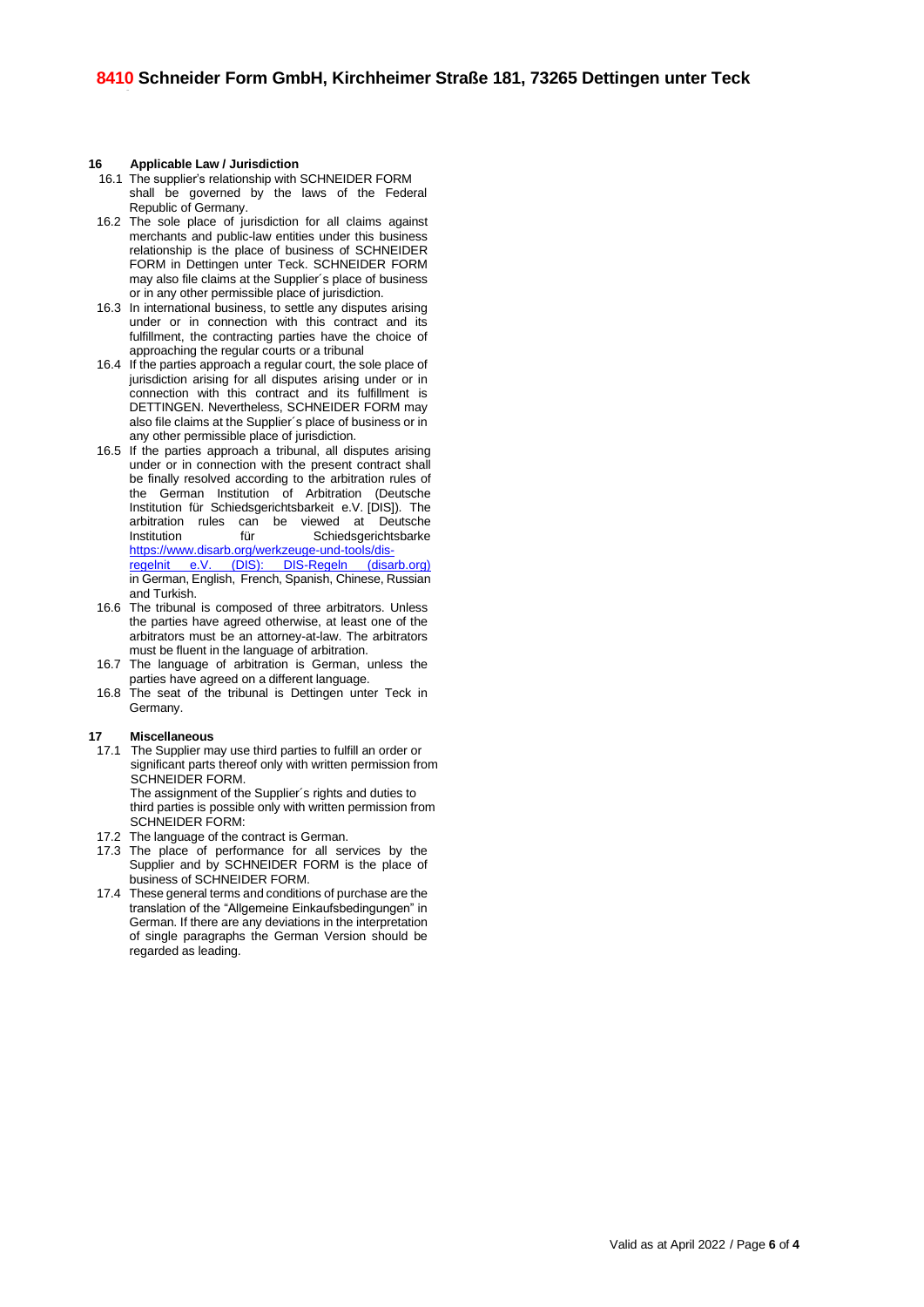## 16 Applicable Law / Jurisdiction

16.1 The supplier's relationship with SCHNEIDER FORM shall be governed by the laws of the Federal Republic of Germany.

16.2 The sole place of jurisdiction for all claims against merchants and public-law entities under this business relationship is the place of business of SCHNEIDER FORM in Dettingen unter Teck. SCHNEIDER FORM may also file claims at the Supplier´s place of business or in any other permissible place of jurisdiction.

16.3 In international business, to settle any disputes arising under or in connection with this contract and its fulfillment, the contracting parties have the choice of approaching the regular courts or a tribunal

16.4 If the parties approach a regular court, the sole place of jurisdiction arising for all disputes arising under or in connection with this contract and its fulfillment is DETTINGEN. Nevertheless, SCHNEIDER FORM may also file claims at the Supplier´s place of business or in any other permissible place of jurisdiction.

16.5 If the parties approach a tribunal, all disputes arising under or in connection with the present contract shall be finally resolved according to the arbitration rules of the German Institution of Arbitration (Deutsche Institution für Schiedsgerichtsbarkeit e.V. [DIS]). The arbitration rules can be viewed at Deutsche Institution für Schiedsgerichtsbarke https://www.disarb.org/werkzeuge-und-tools/dis-regelnit e.V. (DIS): DIS-Regeln (disarb.org) in German, English, French, Spanish, Chinese, Russian and Turkish.

16.6 The tribunal is composed of three arbitrators. Unless the parties have agreed otherwise, at least one of the arbitrators must be an attorney-at-law. The arbitrators must be fluent in the language of arbitration.

16.7 The language of arbitration is German, unless the parties have agreed on a different language.

16.8 The seat of the tribunal is Dettingen unter Teck in Germany.

## 17 Miscellaneous

17.1 The Supplier may use third parties to fulfill an order or significant parts thereof only with written permission from SCHNEIDER FORM.
The assignment of the Supplier´s rights and duties to third parties is possible only with written permission from SCHNEIDER FORM:

17.2 The language of the contract is German.

17.3 The place of performance for all services by the Supplier and by SCHNEIDER FORM is the place of business of SCHNEIDER FORM.

17.4 These general terms and conditions of purchase are the translation of the "Allgemeine Einkaufsbedingungen" in German. If there are any deviations in the interpretation of single paragraphs the German Version should be regarded as leading.